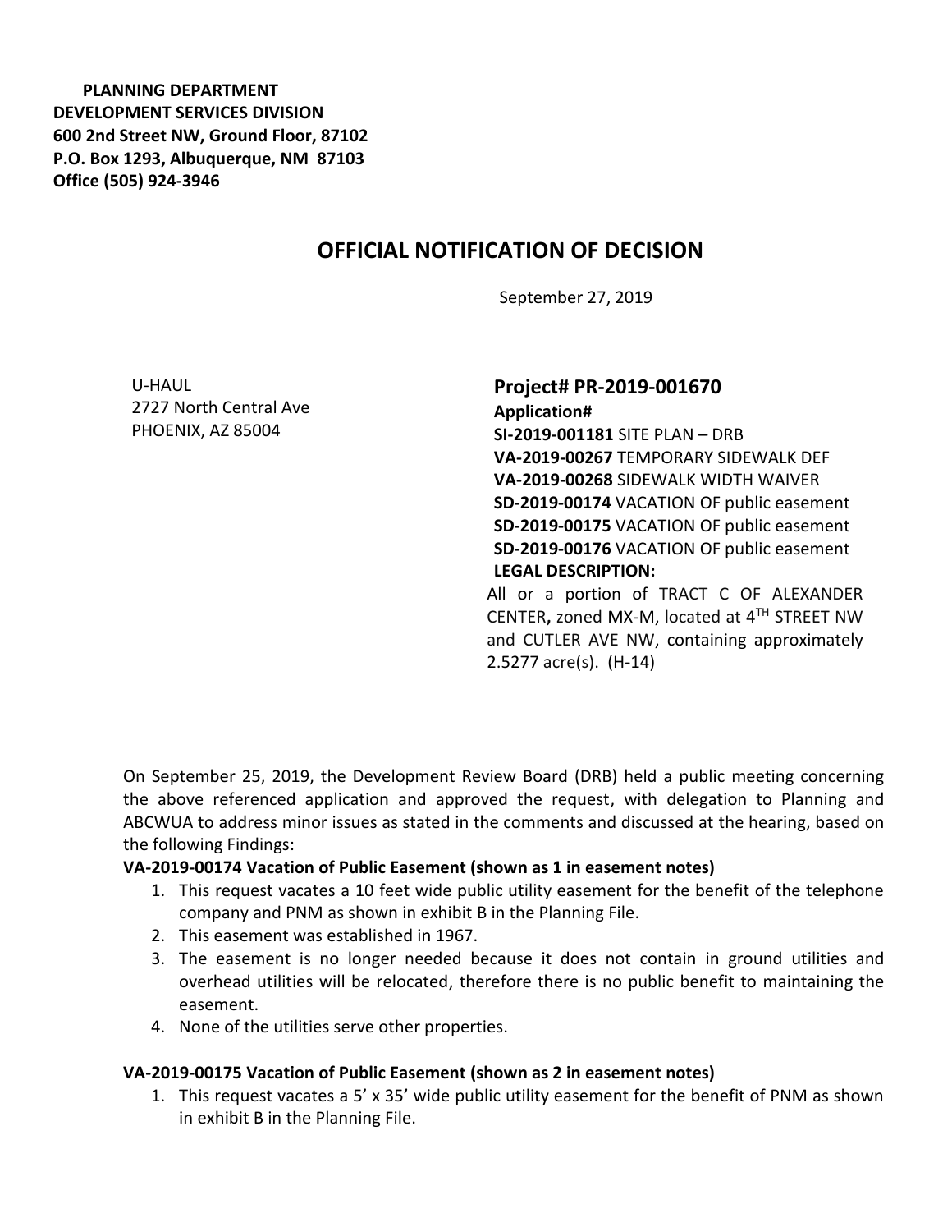**PLANNING DEPARTMENT**
**DEVELOPMENT SERVICES DIVISION**
**600 2nd Street NW, Ground Floor, 87102**
**P.O. Box 1293, Albuquerque, NM 87103**
**Office (505) 924-3946**

# OFFICIAL NOTIFICATION OF DECISION

September 27, 2019

U-HAUL
2727 North Central Ave
PHOENIX, AZ 85004

## Project# PR-2019-001670

**Application#**
**SI-2019-001181** SITE PLAN – DRB
**VA-2019-00267** TEMPORARY SIDEWALK DEF
**VA-2019-00268** SIDEWALK WIDTH WAIVER
**SD-2019-00174** VACATION OF public easement
**SD-2019-00175** VACATION OF public easement
**SD-2019-00176** VACATION OF public easement
**LEGAL DESCRIPTION:**
All or a portion of TRACT C OF ALEXANDER CENTER**,** zoned MX-M, located at 4TH STREET NW and CUTLER AVE NW, containing approximately 2.5277 acre(s). (H-14)

On September 25, 2019, the Development Review Board (DRB) held a public meeting concerning the above referenced application and approved the request, with delegation to Planning and ABCWUA to address minor issues as stated in the comments and discussed at the hearing, based on the following Findings:

**VA-2019-00174 Vacation of Public Easement (shown as 1 in easement notes)**

1. This request vacates a 10 feet wide public utility easement for the benefit of the telephone company and PNM as shown in exhibit B in the Planning File.
2. This easement was established in 1967.
3. The easement is no longer needed because it does not contain in ground utilities and overhead utilities will be relocated, therefore there is no public benefit to maintaining the easement.
4. None of the utilities serve other properties.

**VA-2019-00175 Vacation of Public Easement (shown as 2 in easement notes)**

1. This request vacates a 5' x 35' wide public utility easement for the benefit of PNM as shown in exhibit B in the Planning File.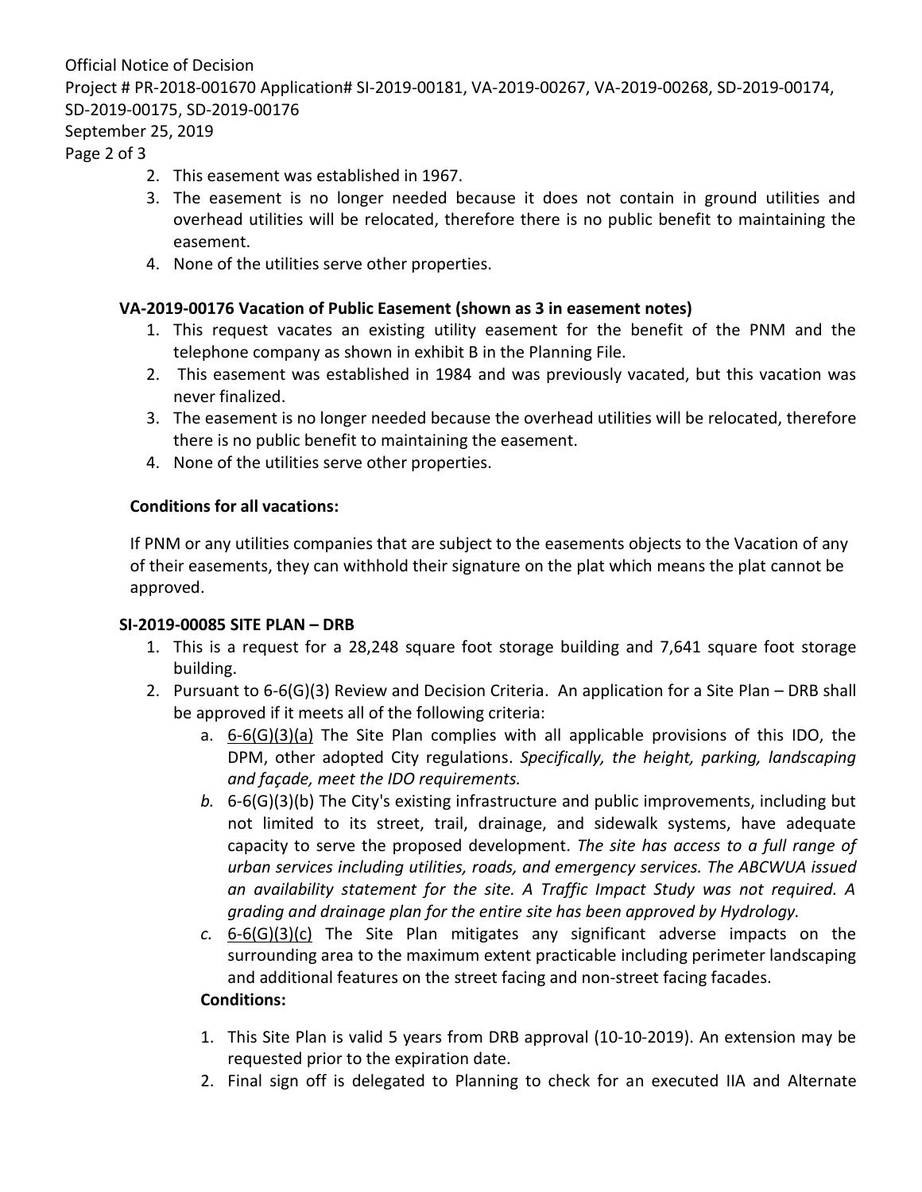2. This easement was established in 1967.
3. The easement is no longer needed because it does not contain in ground utilities and overhead utilities will be relocated, therefore there is no public benefit to maintaining the easement.
4. None of the utilities serve other properties.

### VA-2019-00176 Vacation of Public Easement (shown as 3 in easement notes)

1. This request vacates an existing utility easement for the benefit of the PNM and the telephone company as shown in exhibit B in the Planning File.
2. This easement was established in 1984 and was previously vacated, but this vacation was never finalized.
3. The easement is no longer needed because the overhead utilities will be relocated, therefore there is no public benefit to maintaining the easement.
4. None of the utilities serve other properties.

**Conditions for all vacations:**

If PNM or any utilities companies that are subject to the easements objects to the Vacation of any of their easements, they can withhold their signature on the plat which means the plat cannot be approved.

### SI-2019-00085 SITE PLAN – DRB

1. This is a request for a 28,248 square foot storage building and 7,641 square foot storage building.
2. Pursuant to 6-6(G)(3) Review and Decision Criteria. An application for a Site Plan – DRB shall be approved if it meets all of the following criteria:
   a. 6-6(G)(3)(a) The Site Plan complies with all applicable provisions of this IDO, the DPM, other adopted City regulations. *Specifically, the height, parking, landscaping and façade, meet the IDO requirements.*
   b. 6-6(G)(3)(b) The City's existing infrastructure and public improvements, including but not limited to its street, trail, drainage, and sidewalk systems, have adequate capacity to serve the proposed development. *The site has access to a full range of urban services including utilities, roads, and emergency services. The ABCWUA issued an availability statement for the site. A Traffic Impact Study was not required. A grading and drainage plan for the entire site has been approved by Hydrology.*
   c. 6-6(G)(3)(c) The Site Plan mitigates any significant adverse impacts on the surrounding area to the maximum extent practicable including perimeter landscaping and additional features on the street facing and non-street facing facades.

   **Conditions:**

1. This Site Plan is valid 5 years from DRB approval (10-10-2019). An extension may be requested prior to the expiration date.
2. Final sign off is delegated to Planning to check for an executed IIA and Alternate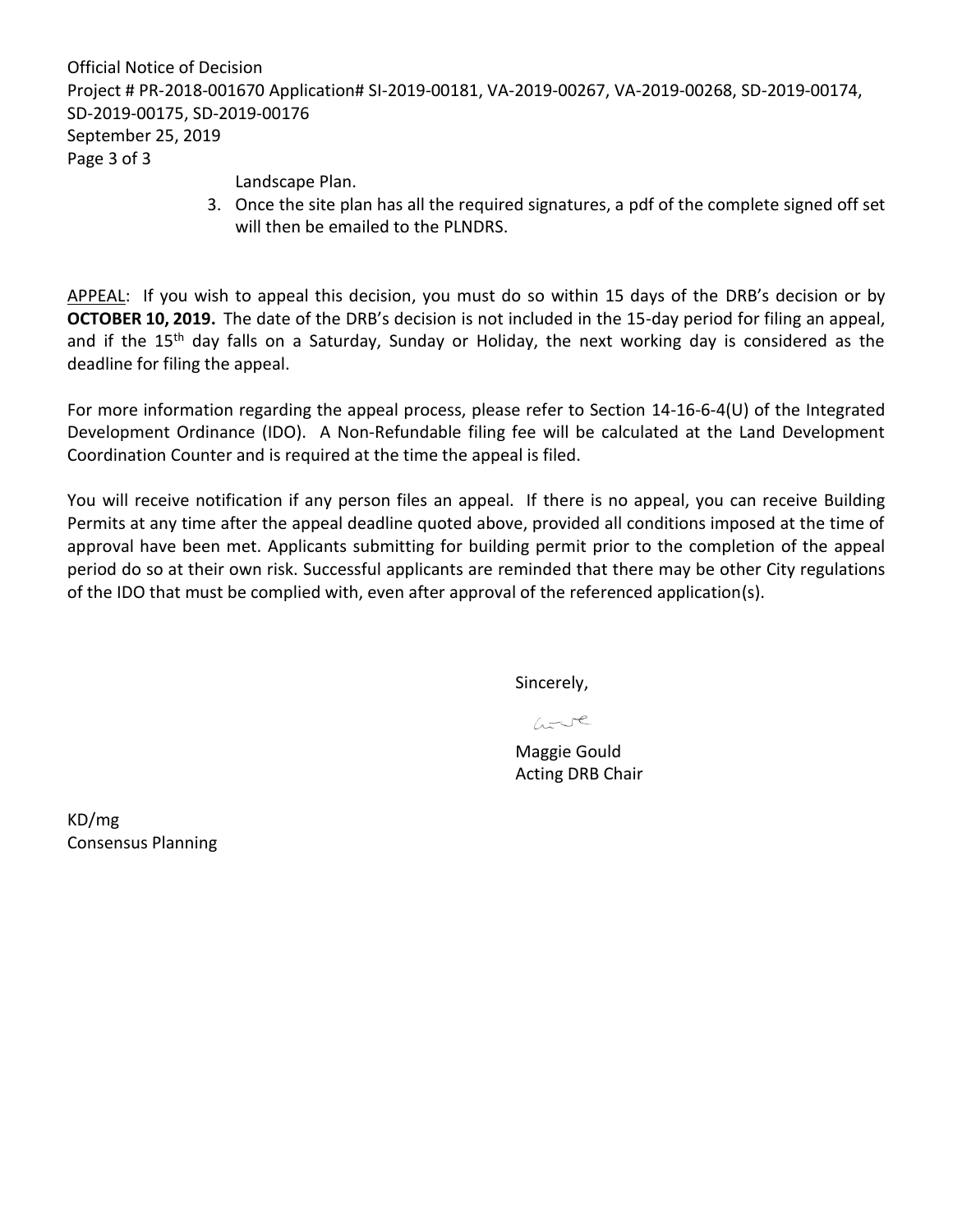Landscape Plan.

3. Once the site plan has all the required signatures, a pdf of the complete signed off set will then be emailed to the PLNDRS.

APPEAL: If you wish to appeal this decision, you must do so within 15 days of the DRB's decision or by **OCTOBER 10, 2019.** The date of the DRB's decision is not included in the 15-day period for filing an appeal, and if the 15th day falls on a Saturday, Sunday or Holiday, the next working day is considered as the deadline for filing the appeal.

For more information regarding the appeal process, please refer to Section 14-16-6-4(U) of the Integrated Development Ordinance (IDO). A Non-Refundable filing fee will be calculated at the Land Development Coordination Counter and is required at the time the appeal is filed.

You will receive notification if any person files an appeal. If there is no appeal, you can receive Building Permits at any time after the appeal deadline quoted above, provided all conditions imposed at the time of approval have been met. Applicants submitting for building permit prior to the completion of the appeal period do so at their own risk. Successful applicants are reminded that there may be other City regulations of the IDO that must be complied with, even after approval of the referenced application(s).

Sincerely,

Maggie Gould
Acting DRB Chair

KD/mg
Consensus Planning